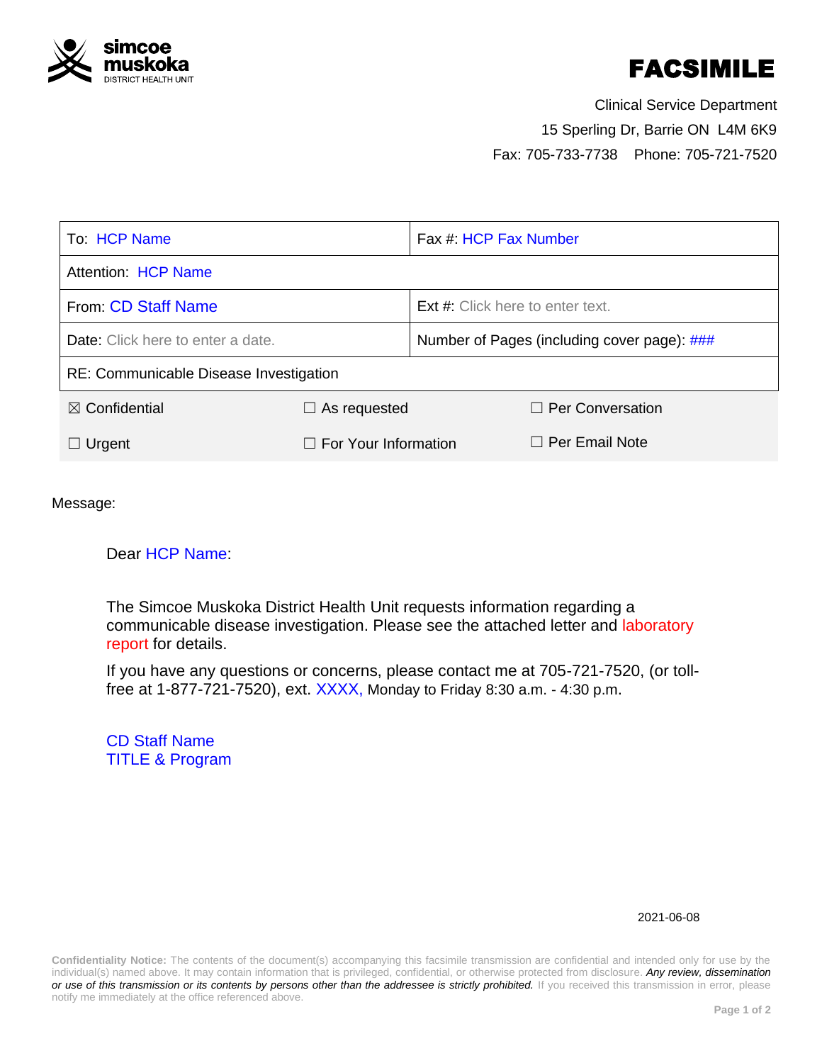simcoe muskoka DISTRICT HEALTH UNIT

# FACSIMILE

Clinical Service Department
15 Sperling Dr, Barrie ON  L4M 6K9
Fax: 705-733-7738    Phone: 705-721-7520

| To: HCP Name | Fax #: HCP Fax Number |
|---|---|
| Attention: HCP Name | |
| From: CD Staff Name | Ext #: Click here to enter text. |
| Date: Click here to enter a date. | Number of Pages (including cover page): ### |
| RE: Communicable Disease Investigation | |

| ☒ Confidential | ☐ As requested | ☐ Per Conversation |
|---|---|---|
| ☐ Urgent | ☐ For Your Information | ☐ Per Email Note |

Message:

Dear HCP Name:

The Simcoe Muskoka District Health Unit requests information regarding a communicable disease investigation. Please see the attached letter and laboratory report for details.

If you have any questions or concerns, please contact me at 705-721-7520, (or toll-free at 1-877-721-7520), ext. XXXX, Monday to Friday 8:30 a.m. - 4:30 p.m.

CD Staff Name
TITLE & Program

2021-06-08

**Confidentiality Notice:** The contents of the document(s) accompanying this facsimile transmission are confidential and intended only for use by the individual(s) named above. It may contain information that is privileged, confidential, or otherwise protected from disclosure. *Any review, dissemination or use of this transmission or its contents by persons other than the addressee is strictly prohibited.* If you received this transmission in error, please notify me immediately at the office referenced above.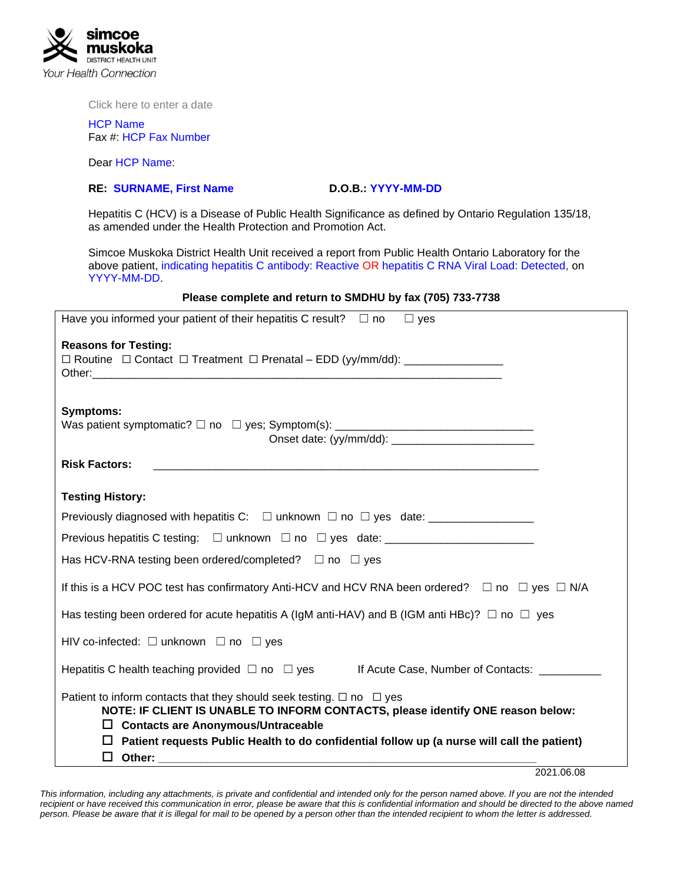simcoe muskoka
DISTRICT HEALTH UNIT
*Your Health Connection*

Click here to enter a date

HCP Name
Fax #: HCP Fax Number

Dear HCP Name:

**RE: SURNAME, First Name** **D.O.B.: YYYY-MM-DD**

Hepatitis C (HCV) is a Disease of Public Health Significance as defined by Ontario Regulation 135/18, as amended under the Health Protection and Promotion Act.

Simcoe Muskoka District Health Unit received a report from Public Health Ontario Laboratory for the above patient, indicating hepatitis C antibody: Reactive OR hepatitis C RNA Viral Load: Detected, on YYYY-MM-DD.

**Please complete and return to SMDHU by fax (705) 733-7738**

Have you informed your patient of their hepatitis C result? ☐ no ☐ yes

**Reasons for Testing:**
☐ Routine ☐ Contact ☐ Treatment ☐ Prenatal – EDD (yy/mm/dd): _______________
Other:_______________________________________________________________

**Symptoms:**
Was patient symptomatic? ☐ no ☐ yes; Symptom(s): ______________________________
Onset date: (yy/mm/dd): ______________________

**Risk Factors:** ____________________________________________________________

**Testing History:**

Previously diagnosed with hepatitis C: ☐ unknown ☐ no ☐ yes date: ________________

Previous hepatitis C testing: ☐ unknown ☐ no ☐ yes date: ______________________

Has HCV-RNA testing been ordered/completed? ☐ no ☐ yes

If this is a HCV POC test has confirmatory Anti-HCV and HCV RNA been ordered? ☐ no ☐ yes ☐ N/A

Has testing been ordered for acute hepatitis A (IgM anti-HAV) and B (IGM anti HBc)? ☐ no ☐ yes

HIV co-infected: ☐ unknown ☐ no ☐ yes

Hepatitis C health teaching provided ☐ no ☐ yes If Acute Case, Number of Contacts: __________

Patient to inform contacts that they should seek testing. ☐ no ☐ yes
**NOTE: IF CLIENT IS UNABLE TO INFORM CONTACTS, please identify ONE reason below:**
- ☐ **Contacts are Anonymous/Untraceable**
- ☐ **Patient requests Public Health to do confidential follow up (a nurse will call the patient)**
- ☐ **Other:** ___________________________________________________________

2021.06.08

*This information, including any attachments, is private and confidential and intended only for the person named above. If you are not the intended recipient or have received this communication in error, please be aware that this is confidential information and should be directed to the above named person. Please be aware that it is illegal for mail to be opened by a person other than the intended recipient to whom the letter is addressed.*